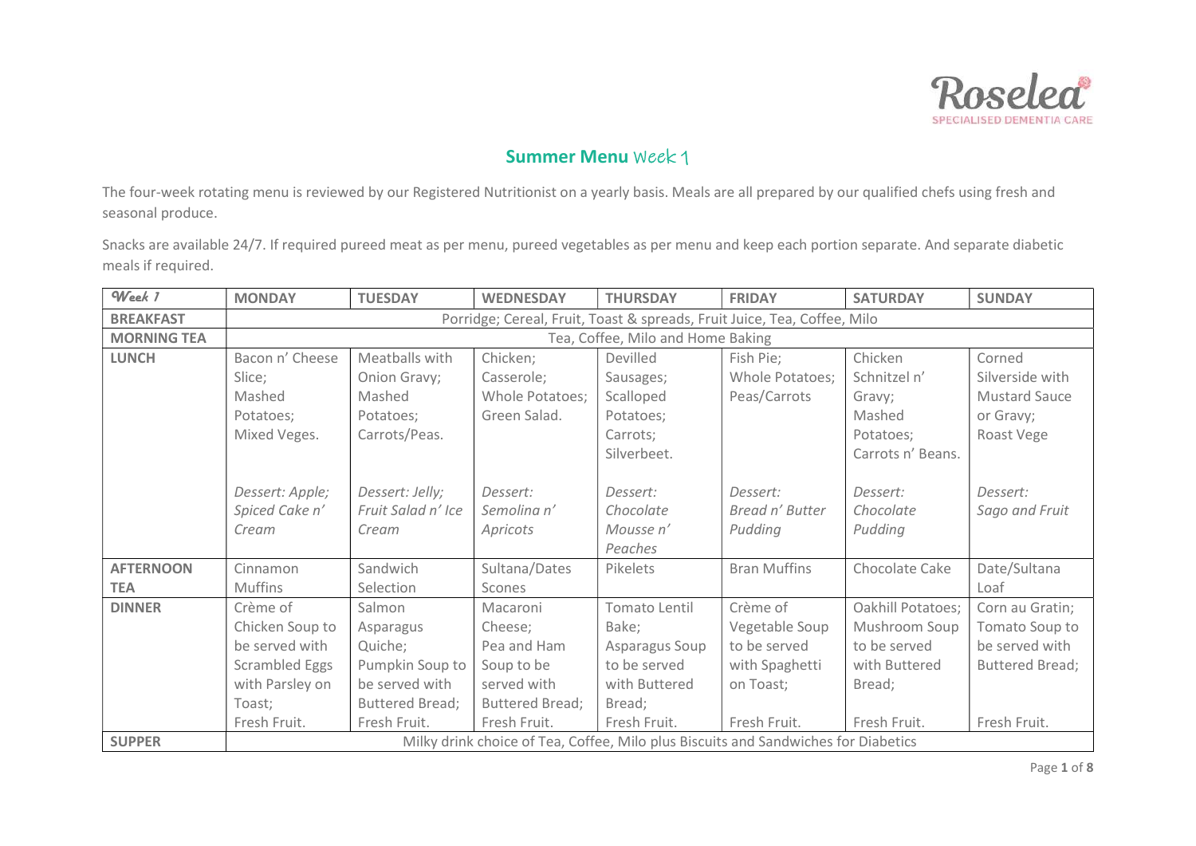Roselea
SPECIALISED DEMENTIA CARE

## **Summer Menu** Week 1

The four-week rotating menu is reviewed by our Registered Nutritionist on a yearly basis. Meals are all prepared by our qualified chefs using fresh and seasonal produce.

Snacks are available 24/7. If required pureed meat as per menu, pureed vegetables as per menu and keep each portion separate. And separate diabetic meals if required.

| *Week 1* | **MONDAY** | **TUESDAY** | **WEDNESDAY** | **THURSDAY** | **FRIDAY** | **SATURDAY** | **SUNDAY** |
|---|---|---|---|---|---|---|---|
| **BREAKFAST** | Porridge; Cereal, Fruit, Toast & spreads, Fruit Juice, Tea, Coffee, Milo | | | | | | |
| **MORNING TEA** | Tea, Coffee, Milo and Home Baking | | | | | | |
| **LUNCH** | Bacon n' Cheese Slice; Mashed Potatoes; Mixed Veges.<br><br>*Dessert: Apple; Spiced Cake n' Cream* | Meatballs with Onion Gravy; Mashed Potatoes; Carrots/Peas.<br><br>*Dessert: Jelly; Fruit Salad n' Ice Cream* | Chicken; Casserole; Whole Potatoes; Green Salad.<br><br>*Dessert: Semolina n' Apricots* | Devilled Sausages; Scalloped Potatoes; Carrots; Silverbeet.<br><br>*Dessert: Chocolate Mousse n' Peaches* | Fish Pie; Whole Potatoes; Peas/Carrots<br><br>*Dessert: Bread n' Butter Pudding* | Chicken Schnitzel n' Gravy; Mashed Potatoes; Carrots n' Beans.<br><br>*Dessert: Chocolate Pudding* | Corned Silverside with Mustard Sauce or Gravy; Roast Vege<br><br>*Dessert: Sago and Fruit* |
| **AFTERNOON TEA** | Cinnamon Muffins | Sandwich Selection | Sultana/Dates Scones | Pikelets | Bran Muffins | Chocolate Cake | Date/Sultana Loaf |
| **DINNER** | Crème of Chicken Soup to be served with Scrambled Eggs with Parsley on Toast;<br>Fresh Fruit. | Salmon Asparagus Quiche; Pumpkin Soup to be served with Buttered Bread;<br>Fresh Fruit. | Macaroni Cheese; Pea and Ham Soup to be served with Buttered Bread;<br>Fresh Fruit. | Tomato Lentil Bake; Asparagus Soup to be served with Buttered Bread;<br>Fresh Fruit. | Crème of Vegetable Soup to be served with Spaghetti on Toast;<br>Fresh Fruit. | Oakhill Potatoes; Mushroom Soup to be served with Buttered Bread;<br>Fresh Fruit. | Corn au Gratin; Tomato Soup to be served with Buttered Bread;<br>Fresh Fruit. |
| **SUPPER** | Milky drink choice of Tea, Coffee, Milo plus Biscuits and Sandwiches for Diabetics | | | | | | |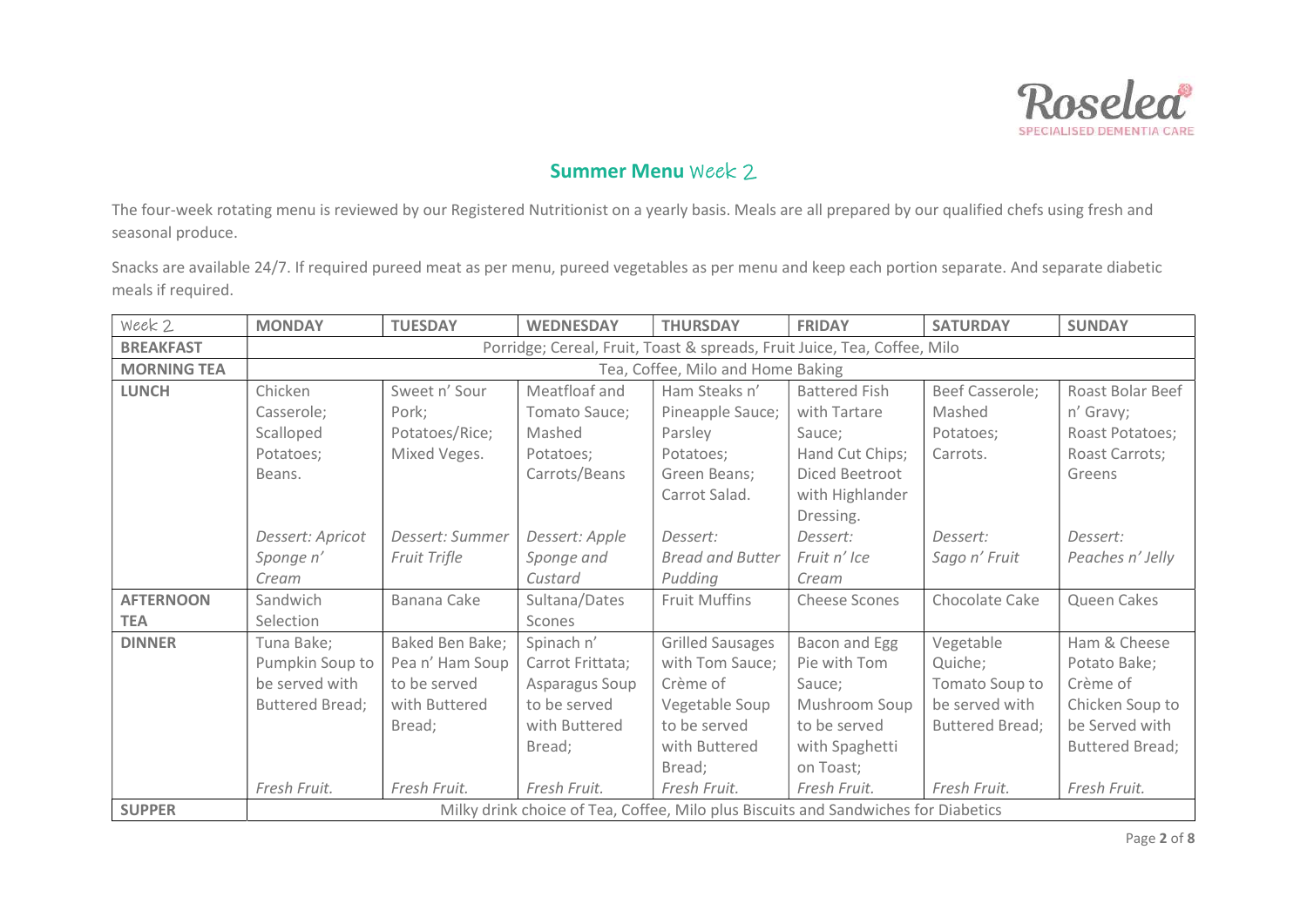Roselea
SPECIALISED DEMENTIA CARE

## **Summer Menu** Week 2

The four-week rotating menu is reviewed by our Registered Nutritionist on a yearly basis. Meals are all prepared by our qualified chefs using fresh and seasonal produce.

Snacks are available 24/7. If required pureed meat as per menu, pureed vegetables as per menu and keep each portion separate. And separate diabetic meals if required.

| Week 2 | MONDAY | TUESDAY | WEDNESDAY | THURSDAY | FRIDAY | SATURDAY | SUNDAY |
|---|---|---|---|---|---|---|---|
| **BREAKFAST** | Porridge; Cereal, Fruit, Toast & spreads, Fruit Juice, Tea, Coffee, Milo | | | | | | |
| **MORNING TEA** | Tea, Coffee, Milo and Home Baking | | | | | | |
| **LUNCH** | Chicken Casserole; Scalloped Potatoes; Beans. *Dessert: Apricot Sponge n' Cream* | Sweet n' Sour Pork; Potatoes/Rice; Mixed Veges. *Dessert: Summer Fruit Trifle* | Meatfloaf and Tomato Sauce; Mashed Potatoes; Carrots/Beans *Dessert: Apple Sponge and Custard* | Ham Steaks n' Pineapple Sauce; Parsley Potatoes; Green Beans; Carrot Salad. *Dessert: Bread and Butter Pudding* | Battered Fish with Tartare Sauce; Hand Cut Chips; Diced Beetroot with Highlander Dressing. *Dessert: Fruit n' Ice Cream* | Beef Casserole; Mashed Potatoes; Carrots. *Dessert: Sago n' Fruit* | Roast Bolar Beef n' Gravy; Roast Potatoes; Roast Carrots; Greens *Dessert: Peaches n' Jelly* |
| **AFTERNOON TEA** | Sandwich Selection | Banana Cake | Sultana/Dates Scones | Fruit Muffins | Cheese Scones | Chocolate Cake | Queen Cakes |
| **DINNER** | Tuna Bake; Pumpkin Soup to be served with Buttered Bread; *Fresh Fruit.* | Baked Ben Bake; Pea n' Ham Soup to be served with Buttered Bread; *Fresh Fruit.* | Spinach n' Carrot Frittata; Asparagus Soup to be served with Buttered Bread; *Fresh Fruit.* | Grilled Sausages with Tom Sauce; Crème of Vegetable Soup to be served with Buttered Bread; *Fresh Fruit.* | Bacon and Egg Pie with Tom Sauce; Mushroom Soup to be served with Spaghetti on Toast; *Fresh Fruit.* | Vegetable Quiche; Tomato Soup to be served with Buttered Bread; *Fresh Fruit.* | Ham & Cheese Potato Bake; Crème of Chicken Soup to be Served with Buttered Bread; *Fresh Fruit.* |
| **SUPPER** | Milky drink choice of Tea, Coffee, Milo plus Biscuits and Sandwiches for Diabetics | | | | | | |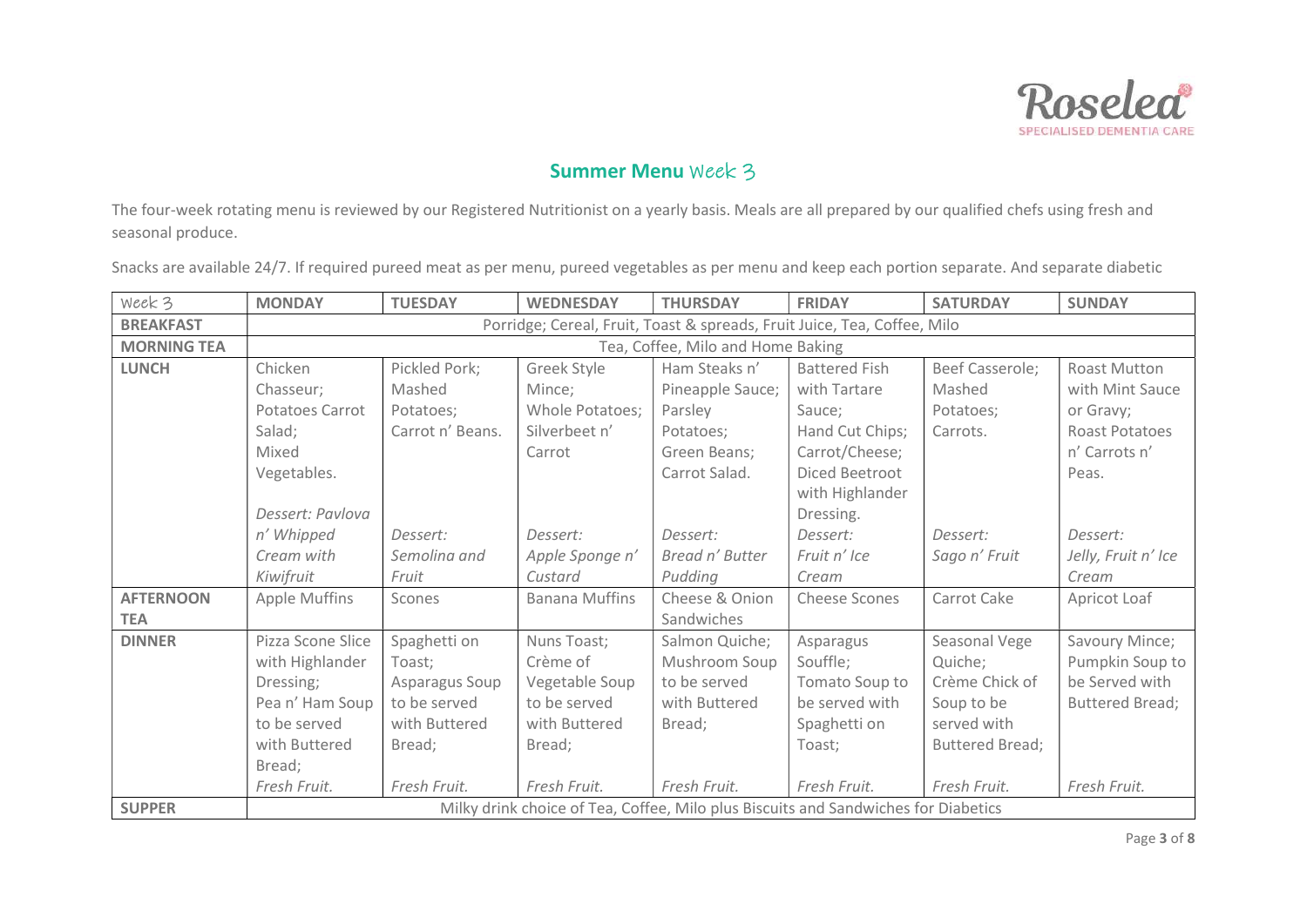Roselea
SPECIALISED DEMENTIA CARE

## **Summer Menu** Week 3

The four-week rotating menu is reviewed by our Registered Nutritionist on a yearly basis. Meals are all prepared by our qualified chefs using fresh and seasonal produce.

Snacks are available 24/7. If required pureed meat as per menu, pureed vegetables as per menu and keep each portion separate. And separate diabetic

| Week 3 | MONDAY | TUESDAY | WEDNESDAY | THURSDAY | FRIDAY | SATURDAY | SUNDAY |
|---|---|---|---|---|---|---|---|
| **BREAKFAST** | Porridge; Cereal, Fruit, Toast & spreads, Fruit Juice, Tea, Coffee, Milo | | | | | | |
| **MORNING TEA** | Tea, Coffee, Milo and Home Baking | | | | | | |
| **LUNCH** | Chicken Chasseur; Potatoes Carrot Salad; Mixed Vegetables. *Dessert: Pavlova n' Whipped Cream with Kiwifruit* | Pickled Pork; Mashed Potatoes; Carrot n' Beans. *Dessert: Semolina and Fruit* | Greek Style Mince; Whole Potatoes; Silverbeet n' Carrot *Dessert: Apple Sponge n' Custard* | Ham Steaks n' Pineapple Sauce; Parsley Potatoes; Green Beans; Carrot Salad. *Dessert: Bread n' Butter Pudding* | Battered Fish with Tartare Sauce; Hand Cut Chips; Carrot/Cheese; Diced Beetroot with Highlander Dressing. *Dessert: Fruit n' Ice Cream* | Beef Casserole; Mashed Potatoes; Carrots. *Dessert: Sago n' Fruit* | Roast Mutton with Mint Sauce or Gravy; Roast Potatoes n' Carrots n' Peas. *Dessert: Jelly, Fruit n' Ice Cream* |
| **AFTERNOON TEA** | Apple Muffins | Scones | Banana Muffins | Cheese & Onion Sandwiches | Cheese Scones | Carrot Cake | Apricot Loaf |
| **DINNER** | Pizza Scone Slice with Highlander Dressing; Pea n' Ham Soup to be served with Buttered Bread; *Fresh Fruit.* | Spaghetti on Toast; Asparagus Soup to be served with Buttered Bread; *Fresh Fruit.* | Nuns Toast; Crème of Vegetable Soup to be served with Buttered Bread; *Fresh Fruit.* | Salmon Quiche; Mushroom Soup to be served with Buttered Bread; *Fresh Fruit.* | Asparagus Souffle; Tomato Soup to be served with Spaghetti on Toast; *Fresh Fruit.* | Seasonal Vege Quiche; Crème Chick of Soup to be served with Buttered Bread; *Fresh Fruit.* | Savoury Mince; Pumpkin Soup to be Served with Buttered Bread; *Fresh Fruit.* |
| **SUPPER** | Milky drink choice of Tea, Coffee, Milo plus Biscuits and Sandwiches for Diabetics | | | | | | |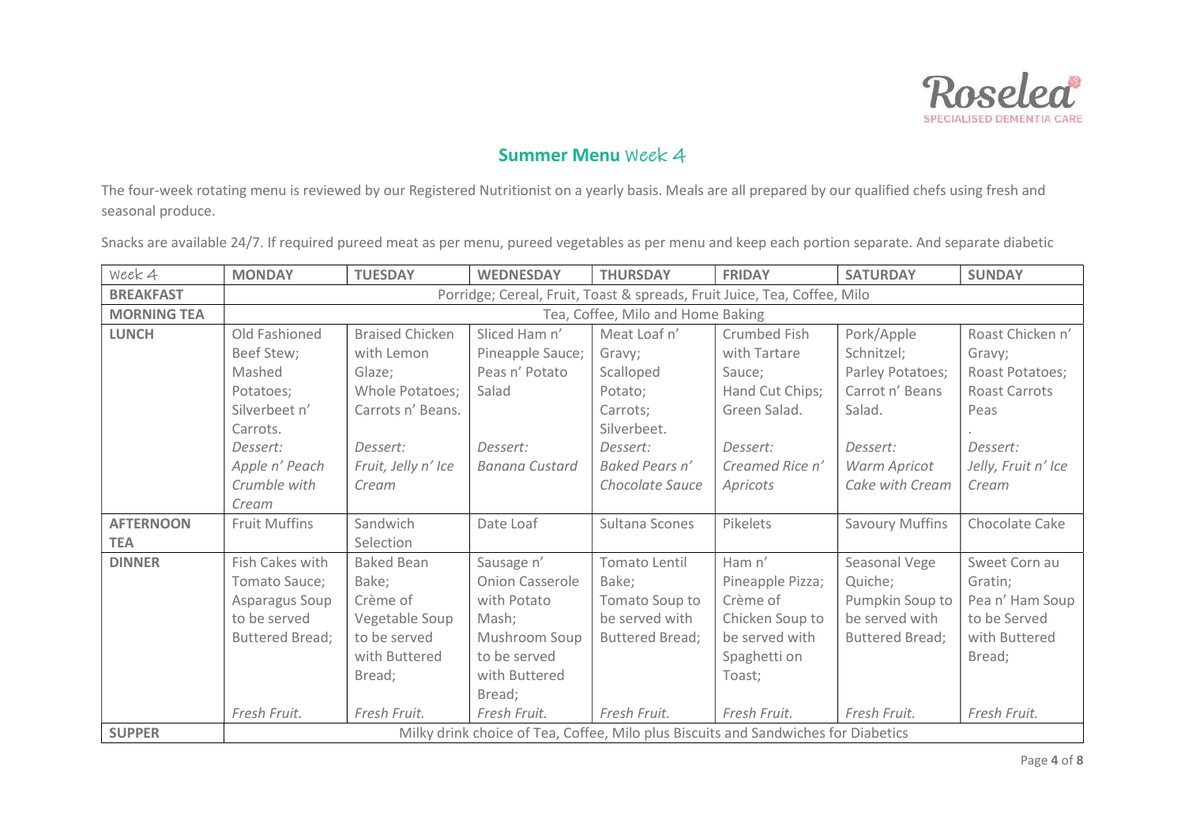## **Summer Menu** Week 4

The four-week rotating menu is reviewed by our Registered Nutritionist on a yearly basis. Meals are all prepared by our qualified chefs using fresh and seasonal produce.

Snacks are available 24/7. If required pureed meat as per menu, pureed vegetables as per menu and keep each portion separate. And separate diabetic

| Week 4 | **MONDAY** | **TUESDAY** | **WEDNESDAY** | **THURSDAY** | **FRIDAY** | **SATURDAY** | **SUNDAY** |
|---|---|---|---|---|---|---|---|
| **BREAKFAST** | Porridge; Cereal, Fruit, Toast & spreads, Fruit Juice, Tea, Coffee, Milo | | | | | | |
| **MORNING TEA** | Tea, Coffee, Milo and Home Baking | | | | | | |
| **LUNCH** | Old Fashioned Beef Stew; Mashed Potatoes; Silverbeet n' Carrots. *Dessert: Apple n' Peach Crumble with Cream* | Braised Chicken with Lemon Glaze; Whole Potatoes; Carrots n' Beans. *Dessert: Fruit, Jelly n' Ice Cream* | Sliced Ham n' Pineapple Sauce; Peas n' Potato Salad *Dessert: Banana Custard* | Meat Loaf n' Gravy; Scalloped Potato; Carrots; Silverbeet. *Dessert: Baked Pears n' Chocolate Sauce* | Crumbed Fish with Tartare Sauce; Hand Cut Chips; Green Salad. *Dessert: Creamed Rice n' Apricots* | Pork/Apple Schnitzel; Parley Potatoes; Carrot n' Beans Salad. *Dessert: Warm Apricot Cake with Cream* | Roast Chicken n' Gravy; Roast Potatoes; Roast Carrots Peas . *Dessert: Jelly, Fruit n' Ice Cream* |
| **AFTERNOON TEA** | Fruit Muffins | Sandwich Selection | Date Loaf | Sultana Scones | Pikelets | Savoury Muffins | Chocolate Cake |
| **DINNER** | Fish Cakes with Tomato Sauce; Asparagus Soup to be served Buttered Bread; *Fresh Fruit.* | Baked Bean Bake; Crème of Vegetable Soup to be served with Buttered Bread; *Fresh Fruit.* | Sausage n' Onion Casserole with Potato Mash; Mushroom Soup to be served with Buttered Bread; *Fresh Fruit.* | Tomato Lentil Bake; Tomato Soup to be served with Buttered Bread; *Fresh Fruit.* | Ham n' Pineapple Pizza; Crème of Chicken Soup to be served with Spaghetti on Toast; *Fresh Fruit.* | Seasonal Vege Quiche; Pumpkin Soup to be served with Buttered Bread; *Fresh Fruit.* | Sweet Corn au Gratin; Pea n' Ham Soup to be Served with Buttered Bread; *Fresh Fruit.* |
| **SUPPER** | Milky drink choice of Tea, Coffee, Milo plus Biscuits and Sandwiches for Diabetics | | | | | | |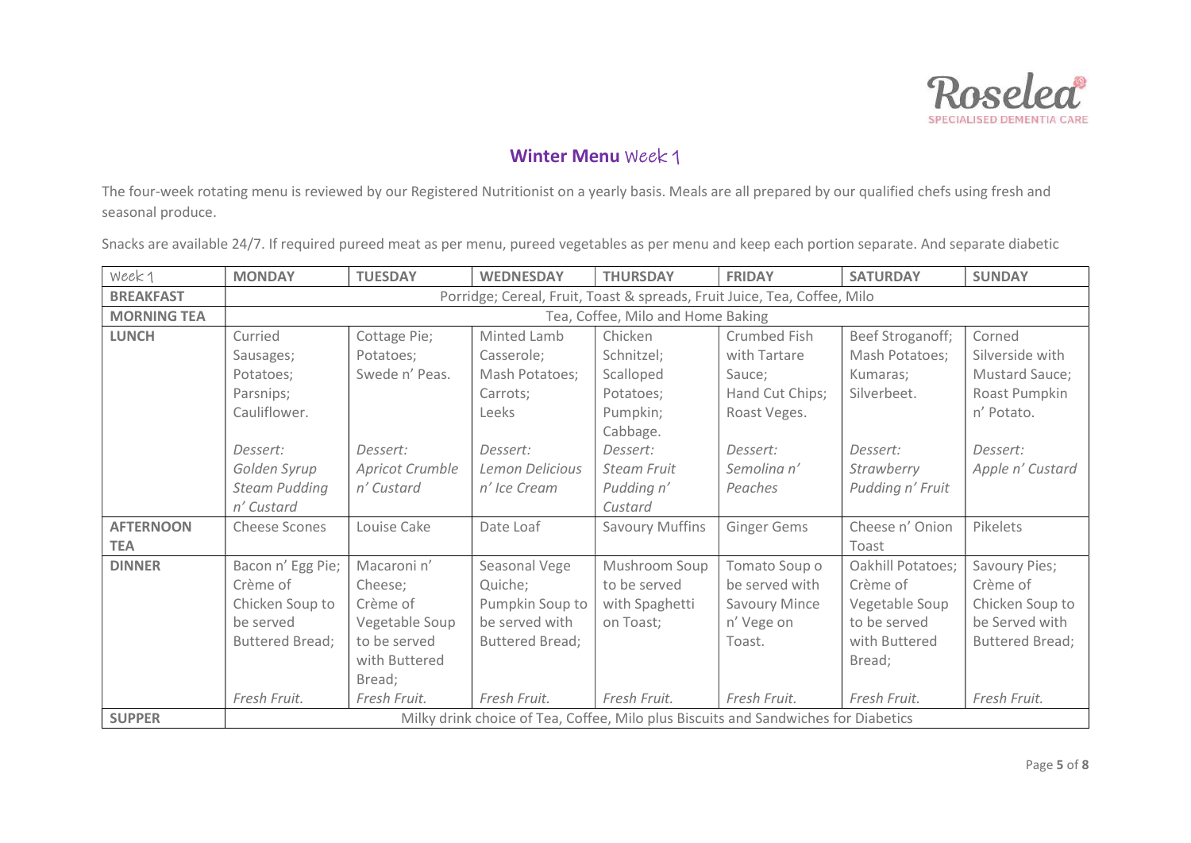Roselea
SPECIALISED DEMENTIA CARE

## **Winter Menu** Week 1

The four-week rotating menu is reviewed by our Registered Nutritionist on a yearly basis. Meals are all prepared by our qualified chefs using fresh and seasonal produce.

Snacks are available 24/7. If required pureed meat as per menu, pureed vegetables as per menu and keep each portion separate. And separate diabetic

| Week 1 | **MONDAY** | **TUESDAY** | **WEDNESDAY** | **THURSDAY** | **FRIDAY** | **SATURDAY** | **SUNDAY** |
|---|---|---|---|---|---|---|---|
| **BREAKFAST** | Porridge; Cereal, Fruit, Toast & spreads, Fruit Juice, Tea, Coffee, Milo | | | | | | |
| **MORNING TEA** | Tea, Coffee, Milo and Home Baking | | | | | | |
| **LUNCH** | Curried Sausages; Potatoes; Parsnips; Cauliflower.<br><br>*Dessert: Golden Syrup Steam Pudding n' Custard* | Cottage Pie; Potatoes; Swede n' Peas.<br><br>*Dessert: Apricot Crumble n' Custard* | Minted Lamb Casserole; Mash Potatoes; Carrots; Leeks<br><br>*Dessert: Lemon Delicious n' Ice Cream* | Chicken Schnitzel; Scalloped Potatoes; Pumpkin; Cabbage.<br><br>*Dessert: Steam Fruit Pudding n' Custard* | Crumbed Fish with Tartare Sauce; Hand Cut Chips; Roast Veges.<br><br>*Dessert: Semolina n' Peaches* | Beef Stroganoff; Mash Potatoes; Kumaras; Silverbeet.<br><br>*Dessert: Strawberry Pudding n' Fruit* | Corned Silverside with Mustard Sauce; Roast Pumpkin n' Potato.<br><br>*Dessert: Apple n' Custard* |
| **AFTERNOON TEA** | Cheese Scones | Louise Cake | Date Loaf | Savoury Muffins | Ginger Gems | Cheese n' Onion Toast | Pikelets |
| **DINNER** | Bacon n' Egg Pie; Crème of Chicken Soup to be served Buttered Bread;<br><br>*Fresh Fruit.* | Macaroni n' Cheese; Crème of Vegetable Soup to be served with Buttered Bread;<br><br>*Fresh Fruit.* | Seasonal Vege Quiche; Pumpkin Soup to be served with Buttered Bread;<br><br>*Fresh Fruit.* | Mushroom Soup to be served with Spaghetti on Toast;<br><br>*Fresh Fruit.* | Tomato Soup o be served with Savoury Mince n' Vege on Toast.<br><br>*Fresh Fruit.* | Oakhill Potatoes; Crème of Vegetable Soup to be served with Buttered Bread;<br><br>*Fresh Fruit.* | Savoury Pies; Crème of Chicken Soup to be Served with Buttered Bread;<br><br>*Fresh Fruit.* |
| **SUPPER** | Milky drink choice of Tea, Coffee, Milo plus Biscuits and Sandwiches for Diabetics | | | | | | |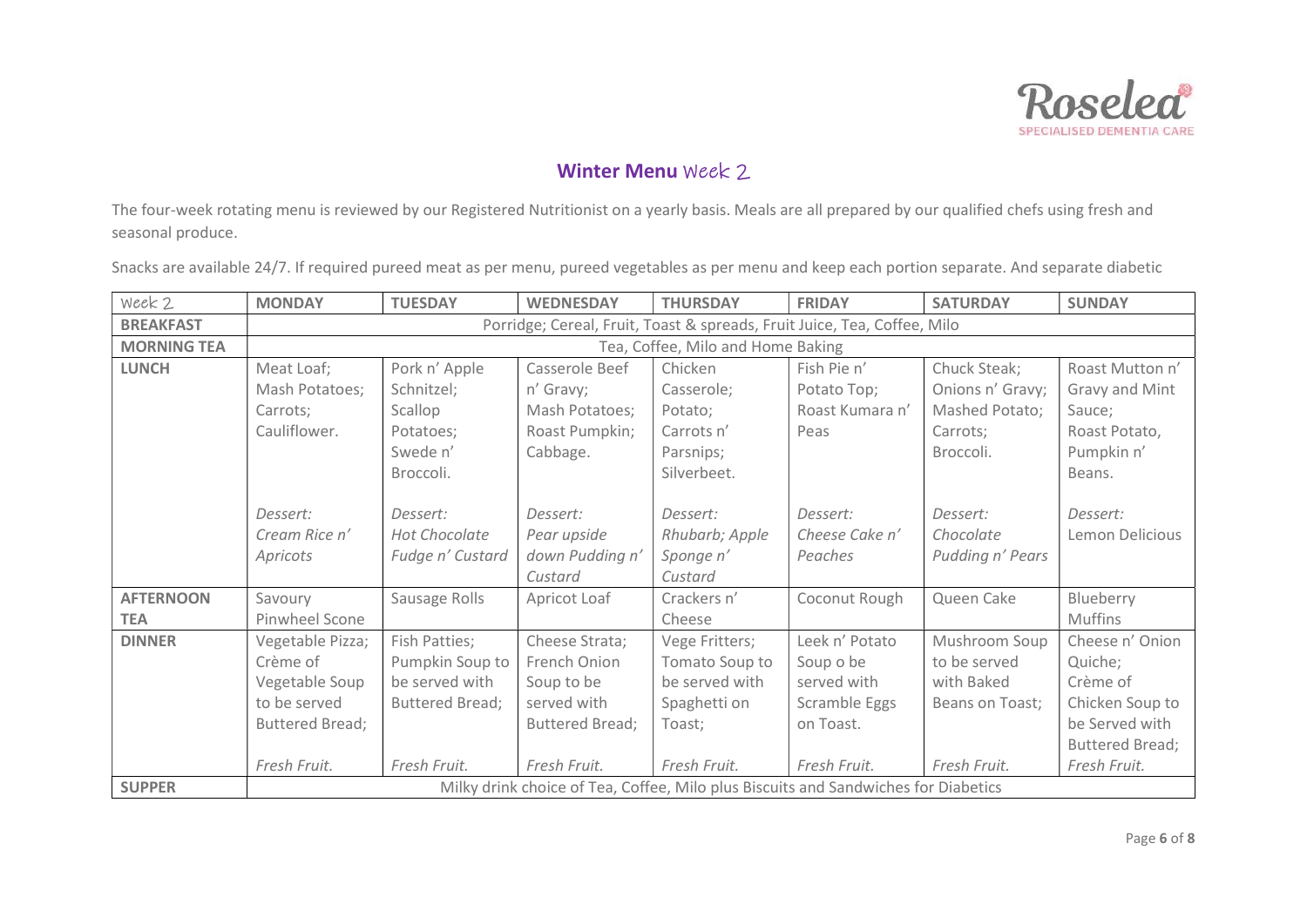## **Winter Menu** Week 2

The four-week rotating menu is reviewed by our Registered Nutritionist on a yearly basis. Meals are all prepared by our qualified chefs using fresh and seasonal produce.

Snacks are available 24/7. If required pureed meat as per menu, pureed vegetables as per menu and keep each portion separate. And separate diabetic

| Week 2 | **MONDAY** | **TUESDAY** | **WEDNESDAY** | **THURSDAY** | **FRIDAY** | **SATURDAY** | **SUNDAY** |
|---|---|---|---|---|---|---|---|
| **BREAKFAST** | Porridge; Cereal, Fruit, Toast & spreads, Fruit Juice, Tea, Coffee, Milo | | | | | | |
| **MORNING TEA** | Tea, Coffee, Milo and Home Baking | | | | | | |
| **LUNCH** | Meat Loaf; Mash Potatoes; Carrots; Cauliflower.<br><br>*Dessert: Cream Rice n' Apricots* | Pork n' Apple Schnitzel; Scallop Potatoes; Swede n' Broccoli.<br><br>*Dessert: Hot Chocolate Fudge n' Custard* | Casserole Beef n' Gravy; Mash Potatoes; Roast Pumpkin; Cabbage.<br><br>*Dessert: Pear upside down Pudding n' Custard* | Chicken Casserole; Potato; Carrots n' Parsnips; Silverbeet.<br><br>*Dessert: Rhubarb; Apple Sponge n' Custard* | Fish Pie n' Potato Top; Roast Kumara n' Peas<br><br>*Dessert: Cheese Cake n' Peaches* | Chuck Steak; Onions n' Gravy; Mashed Potato; Carrots; Broccoli.<br><br>*Dessert: Chocolate Pudding n' Pears* | Roast Mutton n' Gravy and Mint Sauce; Roast Potato, Pumpkin n' Beans.<br><br>*Dessert:* Lemon Delicious |
| **AFTERNOON TEA** | Savoury Pinwheel Scone | Sausage Rolls | Apricot Loaf | Crackers n' Cheese | Coconut Rough | Queen Cake | Blueberry Muffins |
| **DINNER** | Vegetable Pizza; Crème of Vegetable Soup to be served Buttered Bread;<br><br>*Fresh Fruit.* | Fish Patties; Pumpkin Soup to be served with Buttered Bread;<br><br>*Fresh Fruit.* | Cheese Strata; French Onion Soup to be served with Buttered Bread;<br><br>*Fresh Fruit.* | Vege Fritters; Tomato Soup to be served with Spaghetti on Toast;<br><br>*Fresh Fruit.* | Leek n' Potato Soup o be served with Scramble Eggs on Toast.<br><br>*Fresh Fruit.* | Mushroom Soup to be served with Baked Beans on Toast;<br><br>*Fresh Fruit.* | Cheese n' Onion Quiche; Crème of Chicken Soup to be Served with Buttered Bread;<br>*Fresh Fruit.* |
| **SUPPER** | Milky drink choice of Tea, Coffee, Milo plus Biscuits and Sandwiches for Diabetics | | | | | | |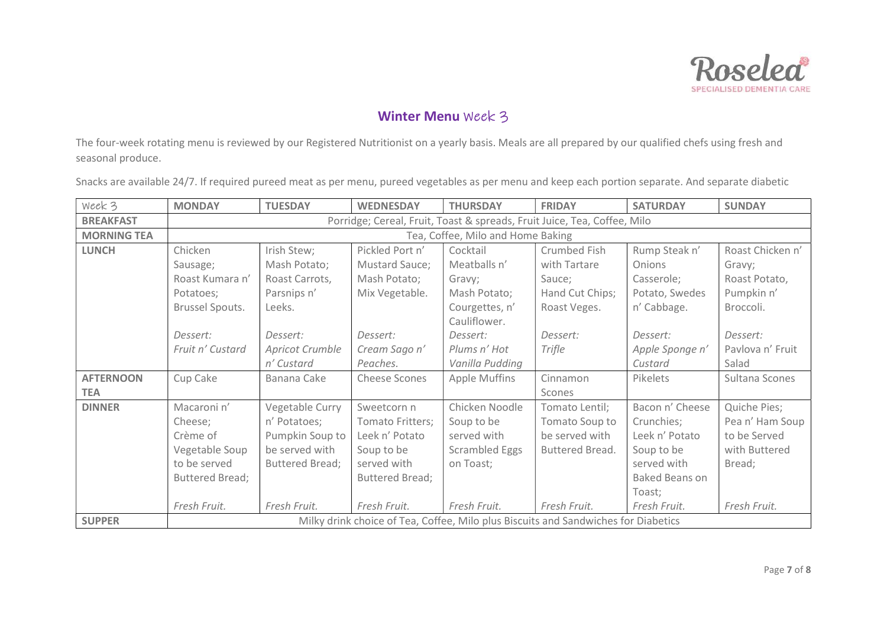Roselea
SPECIALISED DEMENTIA CARE

## **Winter Menu** Week 3

The four-week rotating menu is reviewed by our Registered Nutritionist on a yearly basis. Meals are all prepared by our qualified chefs using fresh and seasonal produce.

Snacks are available 24/7. If required pureed meat as per menu, pureed vegetables as per menu and keep each portion separate. And separate diabetic

| Week 3 | **MONDAY** | **TUESDAY** | **WEDNESDAY** | **THURSDAY** | **FRIDAY** | **SATURDAY** | **SUNDAY** |
|---|---|---|---|---|---|---|---|
| **BREAKFAST** | Porridge; Cereal, Fruit, Toast & spreads, Fruit Juice, Tea, Coffee, Milo | | | | | | |
| **MORNING TEA** | Tea, Coffee, Milo and Home Baking | | | | | | |
| **LUNCH** | Chicken Sausage; Roast Kumara n' Potatoes; Brussel Spouts.<br><br>*Dessert:* *Fruit n' Custard* | Irish Stew; Mash Potato; Roast Carrots, Parsnips n' Leeks.<br><br>*Dessert:* *Apricot Crumble n' Custard* | Pickled Port n' Mustard Sauce; Mash Potato; Mix Vegetable.<br><br>*Dessert:* *Cream Sago n' Peaches.* | Cocktail Meatballs n' Gravy; Mash Potato; Courgettes, n' Cauliflower.<br><br>*Dessert:* *Plums n' Hot Vanilla Pudding* | Crumbed Fish with Tartare Sauce; Hand Cut Chips; Roast Veges.<br><br>*Dessert:* *Trifle* | Rump Steak n' Onions Casserole; Potato, Swedes n' Cabbage.<br><br>*Dessert:* *Apple Sponge n' Custard* | Roast Chicken n' Gravy; Roast Potato, Pumpkin n' Broccoli.<br><br>*Dessert:* *Pavlova n' Fruit Salad* |
| **AFTERNOON TEA** | Cup Cake | Banana Cake | Cheese Scones | Apple Muffins | Cinnamon Scones | Pikelets | Sultana Scones |
| **DINNER** | Macaroni n' Cheese; Crème of Vegetable Soup to be served Buttered Bread;<br><br>*Fresh Fruit.* | Vegetable Curry n' Potatoes; Pumpkin Soup to be served with Buttered Bread;<br><br>*Fresh Fruit.* | Sweetcorn n Tomato Fritters; Leek n' Potato Soup to be served with Buttered Bread;<br><br>*Fresh Fruit.* | Chicken Noodle Soup to be served with Scrambled Eggs on Toast;<br><br>*Fresh Fruit.* | Tomato Lentil; Tomato Soup to be served with Buttered Bread.<br><br>*Fresh Fruit.* | Bacon n' Cheese Crunchies; Leek n' Potato Soup to be served with Baked Beans on Toast;<br><br>*Fresh Fruit.* | Quiche Pies; Pea n' Ham Soup to be Served with Buttered Bread;<br><br>*Fresh Fruit.* |
| **SUPPER** | Milky drink choice of Tea, Coffee, Milo plus Biscuits and Sandwiches for Diabetics | | | | | | |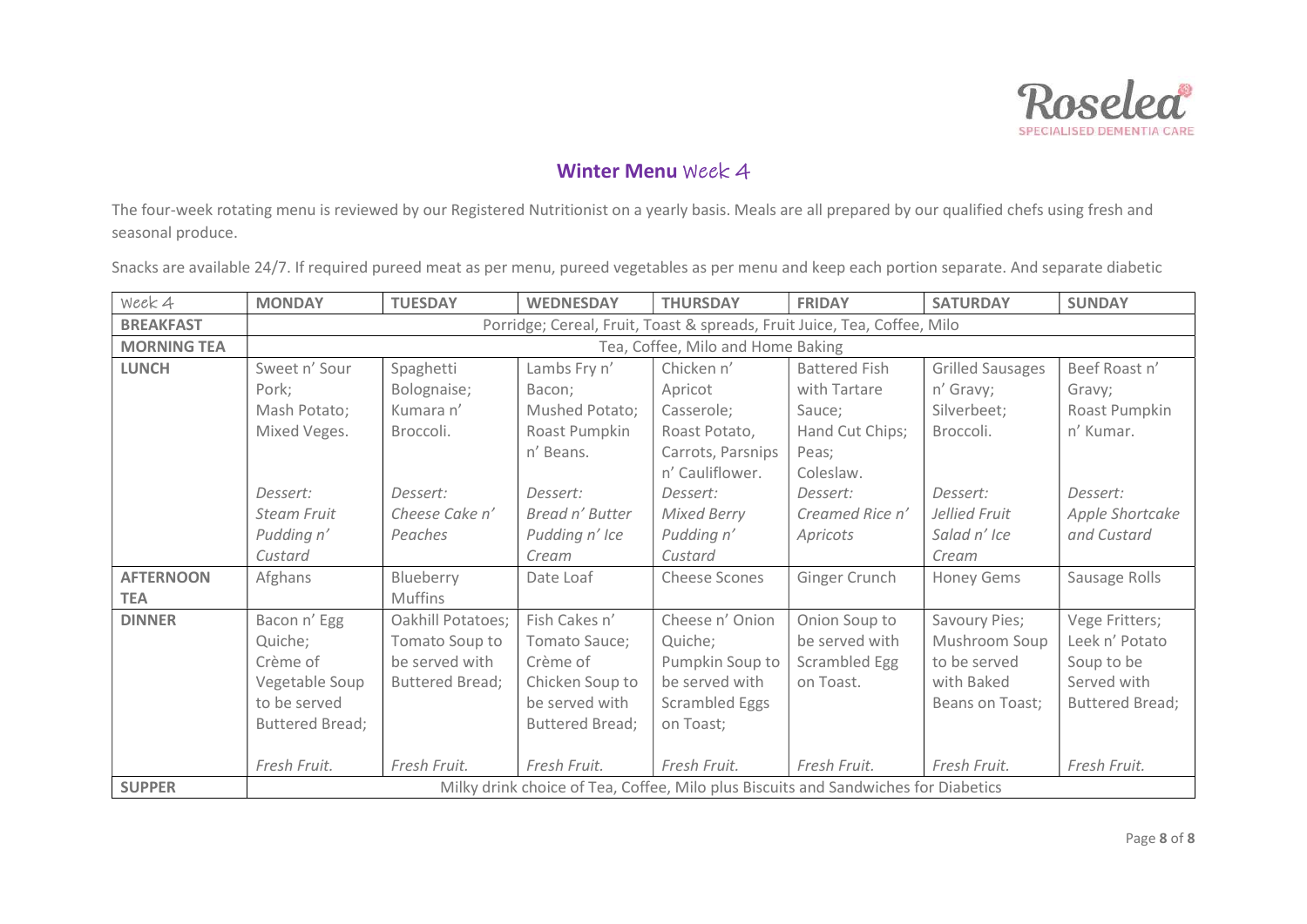Roselea
SPECIALISED DEMENTIA CARE

## **Winter Menu** Week 4

The four-week rotating menu is reviewed by our Registered Nutritionist on a yearly basis. Meals are all prepared by our qualified chefs using fresh and seasonal produce.

Snacks are available 24/7. If required pureed meat as per menu, pureed vegetables as per menu and keep each portion separate. And separate diabetic

| Week 4 | **MONDAY** | **TUESDAY** | **WEDNESDAY** | **THURSDAY** | **FRIDAY** | **SATURDAY** | **SUNDAY** |
|---|---|---|---|---|---|---|---|
| **BREAKFAST** | Porridge; Cereal, Fruit, Toast & spreads, Fruit Juice, Tea, Coffee, Milo | | | | | | |
| **MORNING TEA** | Tea, Coffee, Milo and Home Baking | | | | | | |
| **LUNCH** | Sweet n' Sour Pork; Mash Potato; Mixed Veges. *Dessert: Steam Fruit Pudding n' Custard* | Spaghetti Bolognaise; Kumara n' Broccoli. *Dessert: Cheese Cake n' Peaches* | Lambs Fry n' Bacon; Mushed Potato; Roast Pumpkin n' Beans. *Dessert: Bread n' Butter Pudding n' Ice Cream* | Chicken n' Apricot Casserole; Roast Potato, Carrots, Parsnips n' Cauliflower. *Dessert: Mixed Berry Pudding n' Custard* | Battered Fish with Tartare Sauce; Hand Cut Chips; Peas; Coleslaw. *Dessert: Creamed Rice n' Apricots* | Grilled Sausages n' Gravy; Silverbeet; Broccoli. *Dessert: Jellied Fruit Salad n' Ice Cream* | Beef Roast n' Gravy; Roast Pumpkin n' Kumar. *Dessert: Apple Shortcake and Custard* |
| **AFTERNOON TEA** | Afghans | Blueberry Muffins | Date Loaf | Cheese Scones | Ginger Crunch | Honey Gems | Sausage Rolls |
| **DINNER** | Bacon n' Egg Quiche; Crème of Vegetable Soup to be served Buttered Bread; *Fresh Fruit.* | Oakhill Potatoes; Tomato Soup to be served with Buttered Bread; *Fresh Fruit.* | Fish Cakes n' Tomato Sauce; Crème of Chicken Soup to be served with Buttered Bread; *Fresh Fruit.* | Cheese n' Onion Quiche; Pumpkin Soup to be served with Scrambled Eggs on Toast; *Fresh Fruit.* | Onion Soup to be served with Scrambled Egg on Toast. *Fresh Fruit.* | Savoury Pies; Mushroom Soup to be served with Baked Beans on Toast; *Fresh Fruit.* | Vege Fritters; Leek n' Potato Soup to be Served with Buttered Bread; *Fresh Fruit.* |
| **SUPPER** | Milky drink choice of Tea, Coffee, Milo plus Biscuits and Sandwiches for Diabetics | | | | | | |